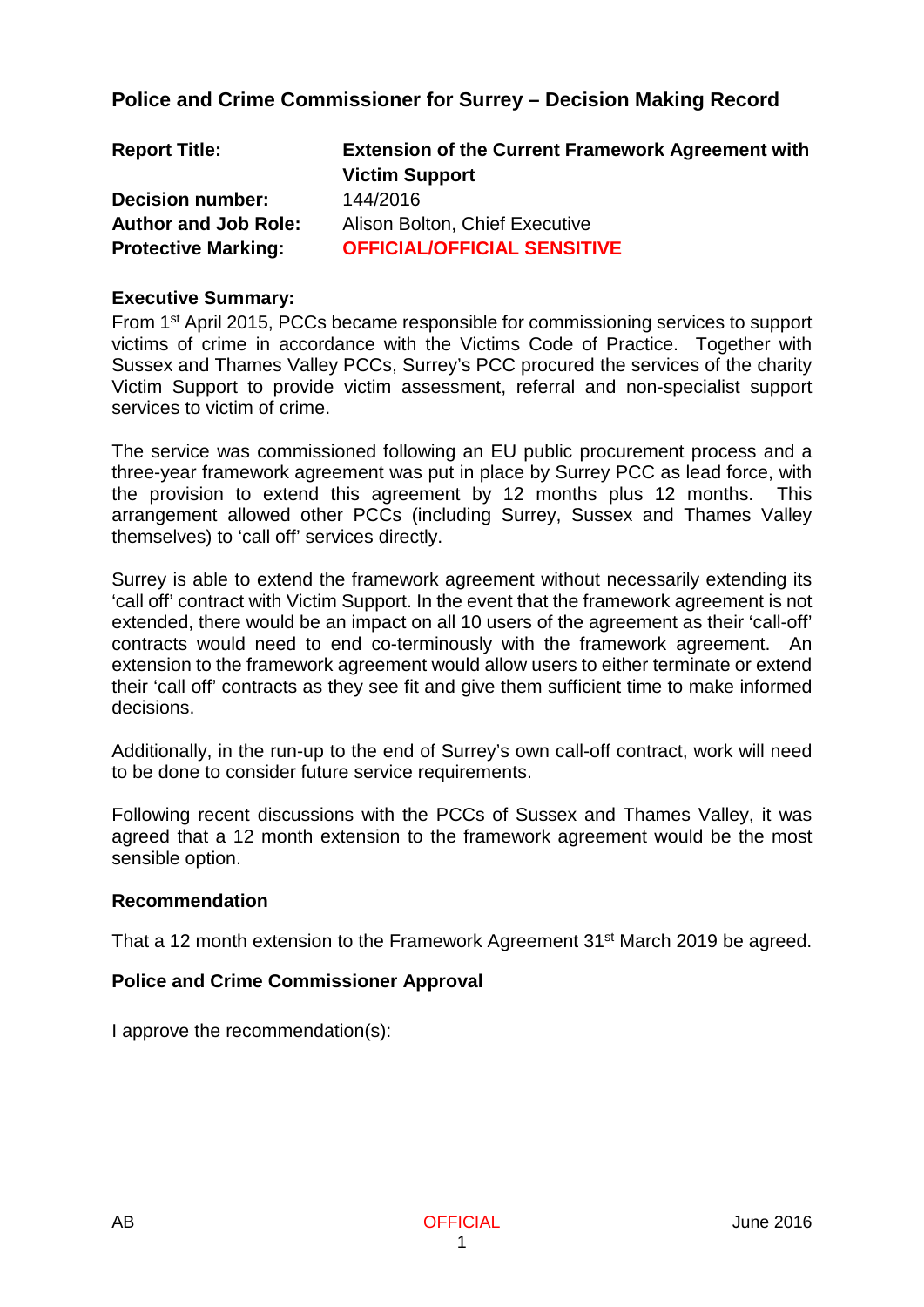## Police and Crime Commissioner for Surrey – Decision Making Record

| | |
|---|---|
| **Report Title:** | **Extension of the Current Framework Agreement with Victim Support** |
| **Decision number:** | 144/2016 |
| **Author and Job Role:** | Alison Bolton, Chief Executive |
| **Protective Marking:** | **OFFICIAL/OFFICIAL SENSITIVE** |

**Executive Summary:**

From 1st April 2015, PCCs became responsible for commissioning services to support victims of crime in accordance with the Victims Code of Practice. Together with Sussex and Thames Valley PCCs, Surrey's PCC procured the services of the charity Victim Support to provide victim assessment, referral and non-specialist support services to victim of crime.

The service was commissioned following an EU public procurement process and a three-year framework agreement was put in place by Surrey PCC as lead force, with the provision to extend this agreement by 12 months plus 12 months. This arrangement allowed other PCCs (including Surrey, Sussex and Thames Valley themselves) to 'call off' services directly.

Surrey is able to extend the framework agreement without necessarily extending its 'call off' contract with Victim Support. In the event that the framework agreement is not extended, there would be an impact on all 10 users of the agreement as their 'call-off' contracts would need to end co-terminously with the framework agreement. An extension to the framework agreement would allow users to either terminate or extend their 'call off' contracts as they see fit and give them sufficient time to make informed decisions.

Additionally, in the run-up to the end of Surrey's own call-off contract, work will need to be done to consider future service requirements.

Following recent discussions with the PCCs of Sussex and Thames Valley, it was agreed that a 12 month extension to the framework agreement would be the most sensible option.

**Recommendation**

That a 12 month extension to the Framework Agreement 31st March 2019 be agreed.

**Police and Crime Commissioner Approval**

I approve the recommendation(s):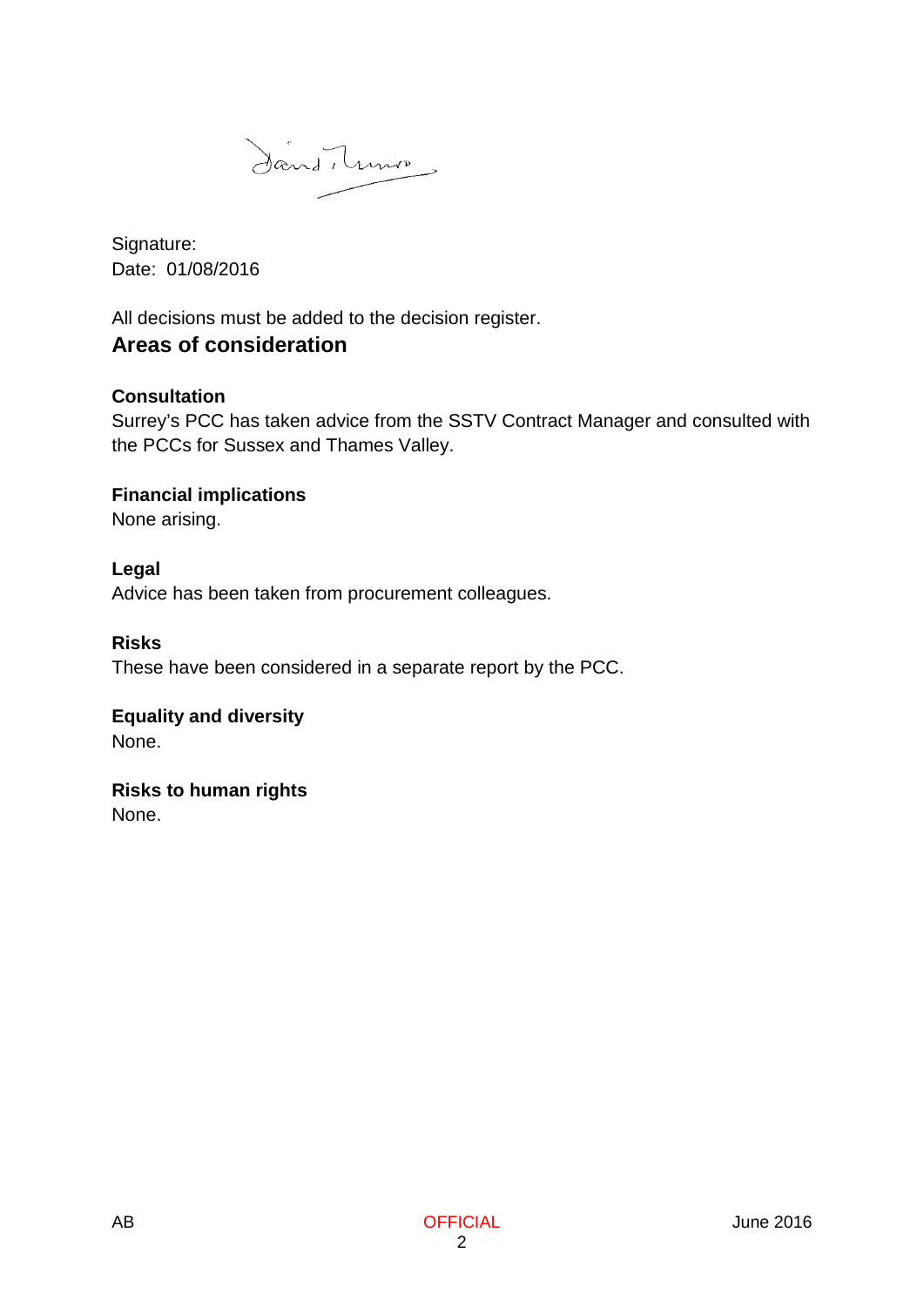Signature:
Date: 01/08/2016

All decisions must be added to the decision register.

## Areas of consideration

**Consultation**
Surrey's PCC has taken advice from the SSTV Contract Manager and consulted with the PCCs for Sussex and Thames Valley.

**Financial implications**
None arising.

**Legal**
Advice has been taken from procurement colleagues.

**Risks**
These have been considered in a separate report by the PCC.

**Equality and diversity**
None.

**Risks to human rights**
None.